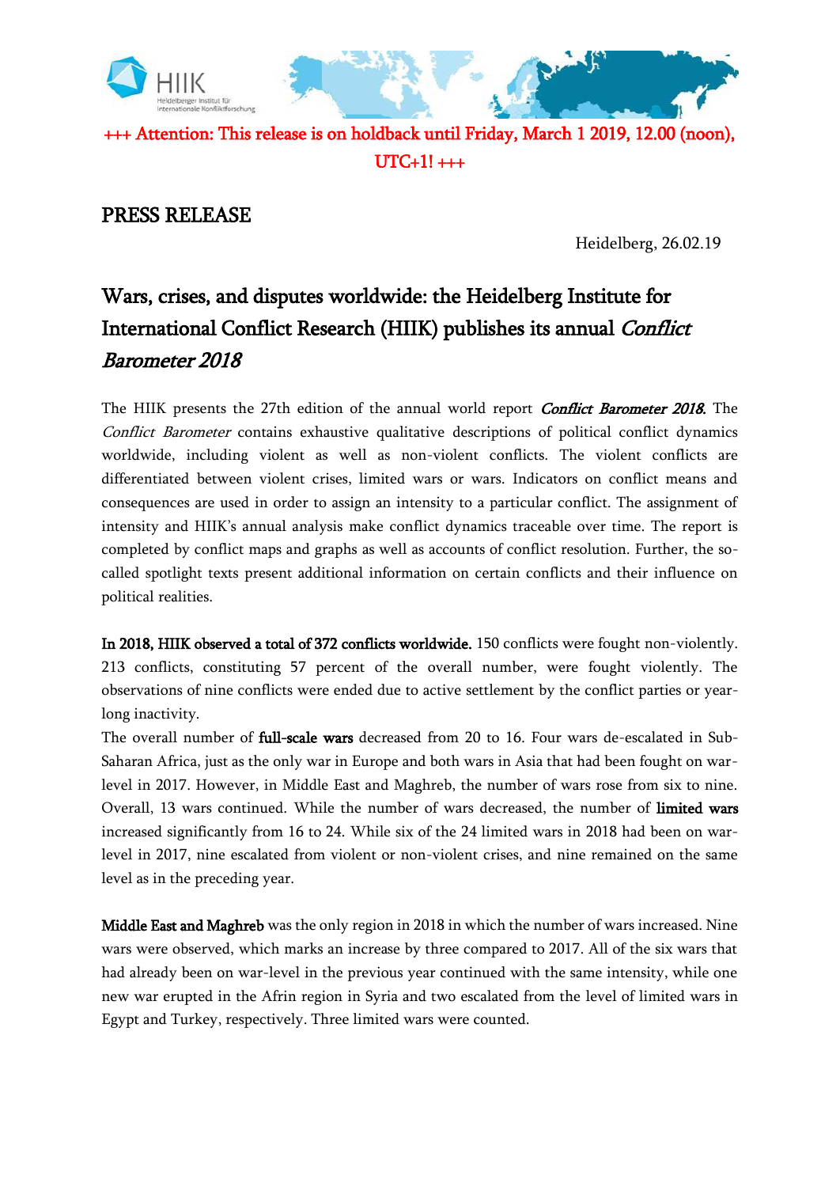+++ Attention: This release is on holdback until Friday, March 1 2019, 12.00 (noon), UTC+1! +++

# PRESS RELEASE

Heidelberg, 26.02.19

## Wars, crises, and disputes worldwide: the Heidelberg Institute for International Conflict Research (HIIK) publishes its annual *Conflict Barometer 2018*

The HIIK presents the 27th edition of the annual world report ***Conflict Barometer 2018***. The *Conflict Barometer* contains exhaustive qualitative descriptions of political conflict dynamics worldwide, including violent as well as non-violent conflicts. The violent conflicts are differentiated between violent crises, limited wars or wars. Indicators on conflict means and consequences are used in order to assign an intensity to a particular conflict. The assignment of intensity and HIIK's annual analysis make conflict dynamics traceable over time. The report is completed by conflict maps and graphs as well as accounts of conflict resolution. Further, the so-called spotlight texts present additional information on certain conflicts and their influence on political realities.

**In 2018, HIIK observed a total of 372 conflicts worldwide.** 150 conflicts were fought non-violently. 213 conflicts, constituting 57 percent of the overall number, were fought violently. The observations of nine conflicts were ended due to active settlement by the conflict parties or year-long inactivity.

The overall number of **full-scale wars** decreased from 20 to 16. Four wars de-escalated in Sub-Saharan Africa, just as the only war in Europe and both wars in Asia that had been fought on war-level in 2017. However, in Middle East and Maghreb, the number of wars rose from six to nine. Overall, 13 wars continued. While the number of wars decreased, the number of **limited wars** increased significantly from 16 to 24. While six of the 24 limited wars in 2018 had been on war-level in 2017, nine escalated from violent or non-violent crises, and nine remained on the same level as in the preceding year.

**Middle East and Maghreb** was the only region in 2018 in which the number of wars increased. Nine wars were observed, which marks an increase by three compared to 2017. All of the six wars that had already been on war-level in the previous year continued with the same intensity, while one new war erupted in the Afrin region in Syria and two escalated from the level of limited wars in Egypt and Turkey, respectively. Three limited wars were counted.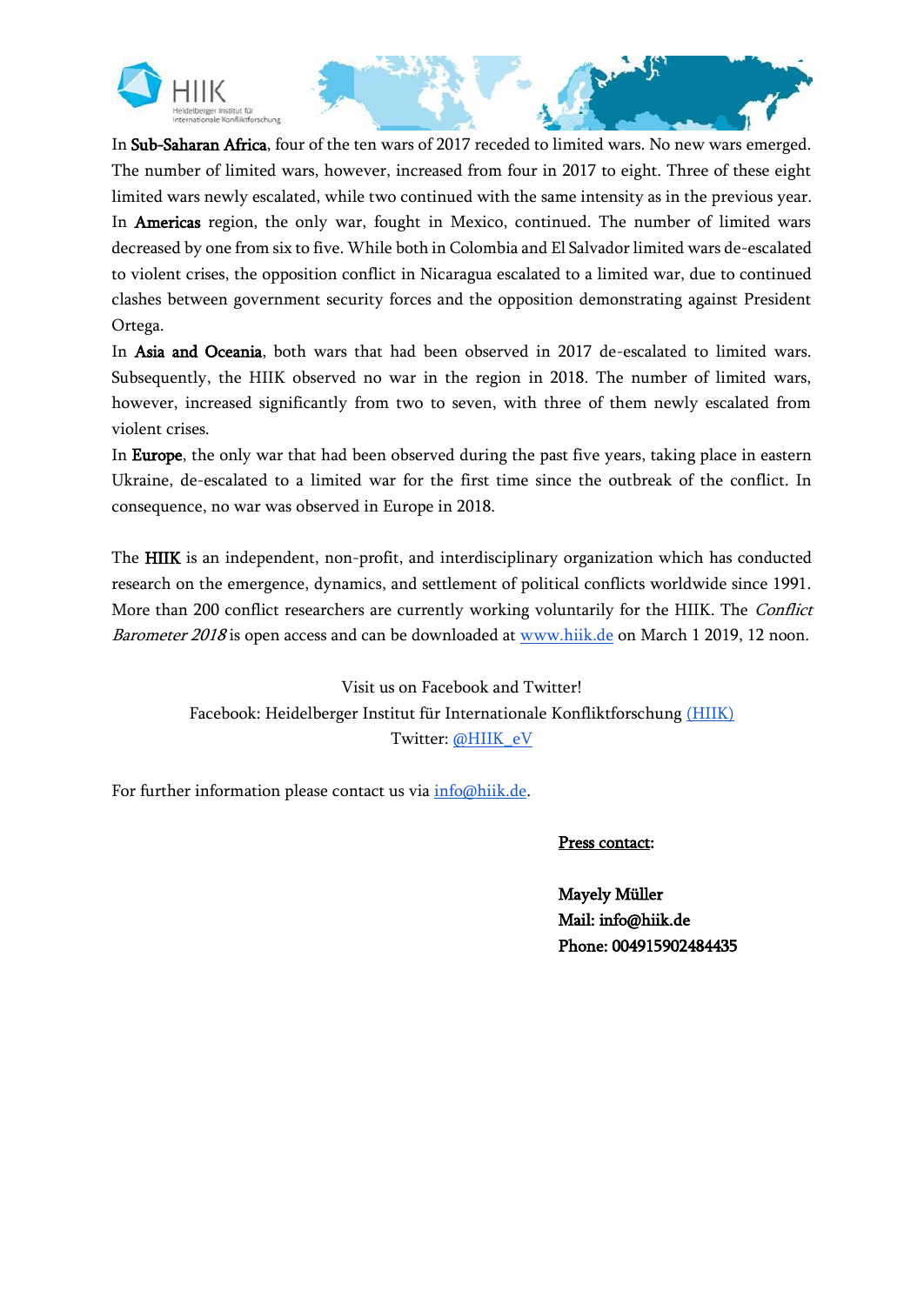In **Sub-Saharan Africa**, four of the ten wars of 2017 receded to limited wars. No new wars emerged. The number of limited wars, however, increased from four in 2017 to eight. Three of these eight limited wars newly escalated, while two continued with the same intensity as in the previous year.

In **Americas** region, the only war, fought in Mexico, continued. The number of limited wars decreased by one from six to five. While both in Colombia and El Salvador limited wars de-escalated to violent crises, the opposition conflict in Nicaragua escalated to a limited war, due to continued clashes between government security forces and the opposition demonstrating against President Ortega.

In **Asia and Oceania**, both wars that had been observed in 2017 de-escalated to limited wars. Subsequently, the HIIK observed no war in the region in 2018. The number of limited wars, however, increased significantly from two to seven, with three of them newly escalated from violent crises.

In **Europe**, the only war that had been observed during the past five years, taking place in eastern Ukraine, de-escalated to a limited war for the first time since the outbreak of the conflict. In consequence, no war was observed in Europe in 2018.

The **HIIK** is an independent, non-profit, and interdisciplinary organization which has conducted research on the emergence, dynamics, and settlement of political conflicts worldwide since 1991. More than 200 conflict researchers are currently working voluntarily for the HIIK. The *Conflict Barometer 2018* is open access and can be downloaded at www.hiik.de on March 1 2019, 12 noon.

Visit us on Facebook and Twitter!
Facebook: Heidelberger Institut für Internationale Konfliktforschung (HIIK)
Twitter: @HIIK_eV

For further information please contact us via info@hiik.de.

**Press contact:**

**Mayely Müller**
**Mail: info@hiik.de**
**Phone: 004915902484435**